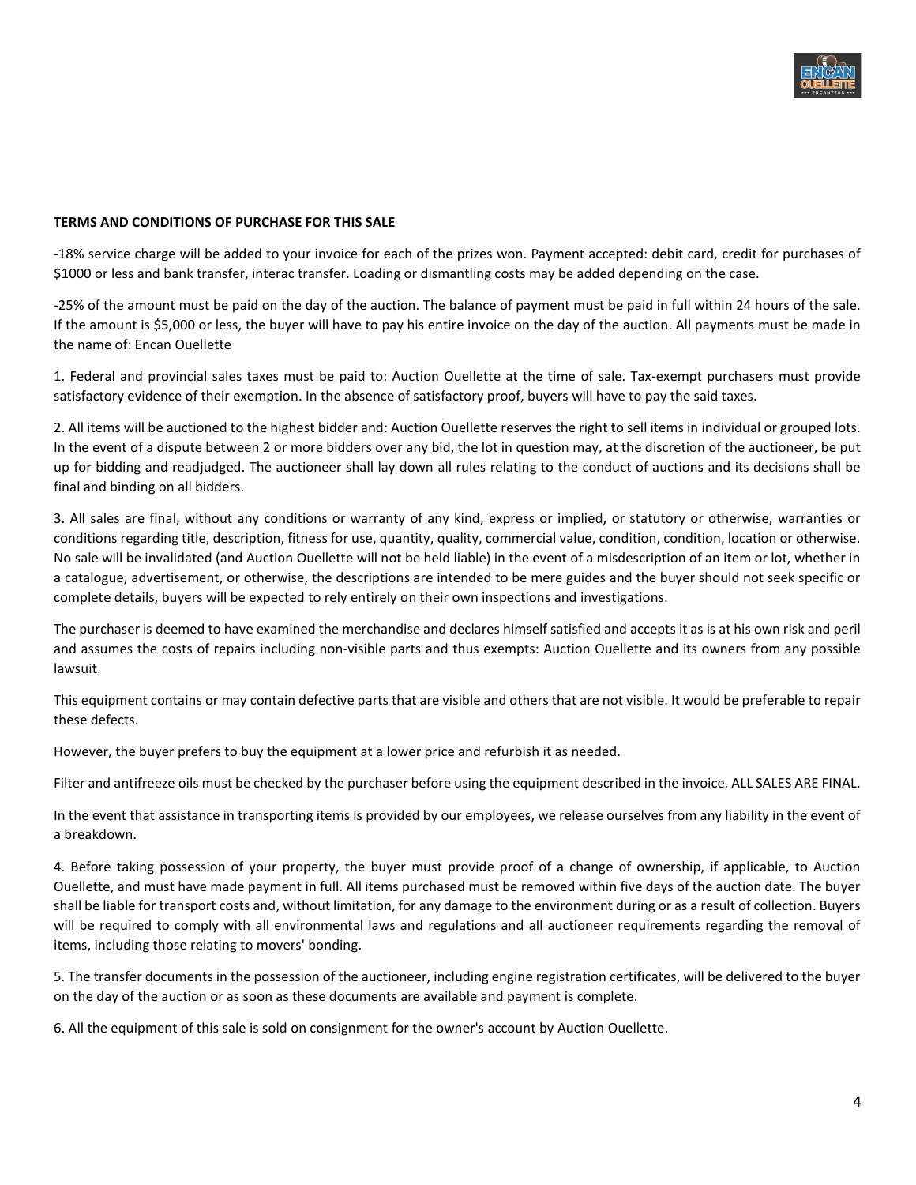**TERMS AND CONDITIONS OF PURCHASE FOR THIS SALE**

-18% service charge will be added to your invoice for each of the prizes won. Payment accepted: debit card, credit for purchases of $1000 or less and bank transfer, interac transfer. Loading or dismantling costs may be added depending on the case.

-25% of the amount must be paid on the day of the auction. The balance of payment must be paid in full within 24 hours of the sale. If the amount is $5,000 or less, the buyer will have to pay his entire invoice on the day of the auction. All payments must be made in the name of: Encan Ouellette

1. Federal and provincial sales taxes must be paid to: Auction Ouellette at the time of sale. Tax-exempt purchasers must provide satisfactory evidence of their exemption. In the absence of satisfactory proof, buyers will have to pay the said taxes.

2. All items will be auctioned to the highest bidder and: Auction Ouellette reserves the right to sell items in individual or grouped lots. In the event of a dispute between 2 or more bidders over any bid, the lot in question may, at the discretion of the auctioneer, be put up for bidding and readjudged. The auctioneer shall lay down all rules relating to the conduct of auctions and its decisions shall be final and binding on all bidders.

3. All sales are final, without any conditions or warranty of any kind, express or implied, or statutory or otherwise, warranties or conditions regarding title, description, fitness for use, quantity, quality, commercial value, condition, condition, location or otherwise. No sale will be invalidated (and Auction Ouellette will not be held liable) in the event of a misdescription of an item or lot, whether in a catalogue, advertisement, or otherwise, the descriptions are intended to be mere guides and the buyer should not seek specific or complete details, buyers will be expected to rely entirely on their own inspections and investigations.

The purchaser is deemed to have examined the merchandise and declares himself satisfied and accepts it as is at his own risk and peril and assumes the costs of repairs including non-visible parts and thus exempts: Auction Ouellette and its owners from any possible lawsuit.

This equipment contains or may contain defective parts that are visible and others that are not visible. It would be preferable to repair these defects.

However, the buyer prefers to buy the equipment at a lower price and refurbish it as needed.

Filter and antifreeze oils must be checked by the purchaser before using the equipment described in the invoice. ALL SALES ARE FINAL.

In the event that assistance in transporting items is provided by our employees, we release ourselves from any liability in the event of a breakdown.

4. Before taking possession of your property, the buyer must provide proof of a change of ownership, if applicable, to Auction Ouellette, and must have made payment in full. All items purchased must be removed within five days of the auction date. The buyer shall be liable for transport costs and, without limitation, for any damage to the environment during or as a result of collection. Buyers will be required to comply with all environmental laws and regulations and all auctioneer requirements regarding the removal of items, including those relating to movers' bonding.

5. The transfer documents in the possession of the auctioneer, including engine registration certificates, will be delivered to the buyer on the day of the auction or as soon as these documents are available and payment is complete.

6. All the equipment of this sale is sold on consignment for the owner's account by Auction Ouellette.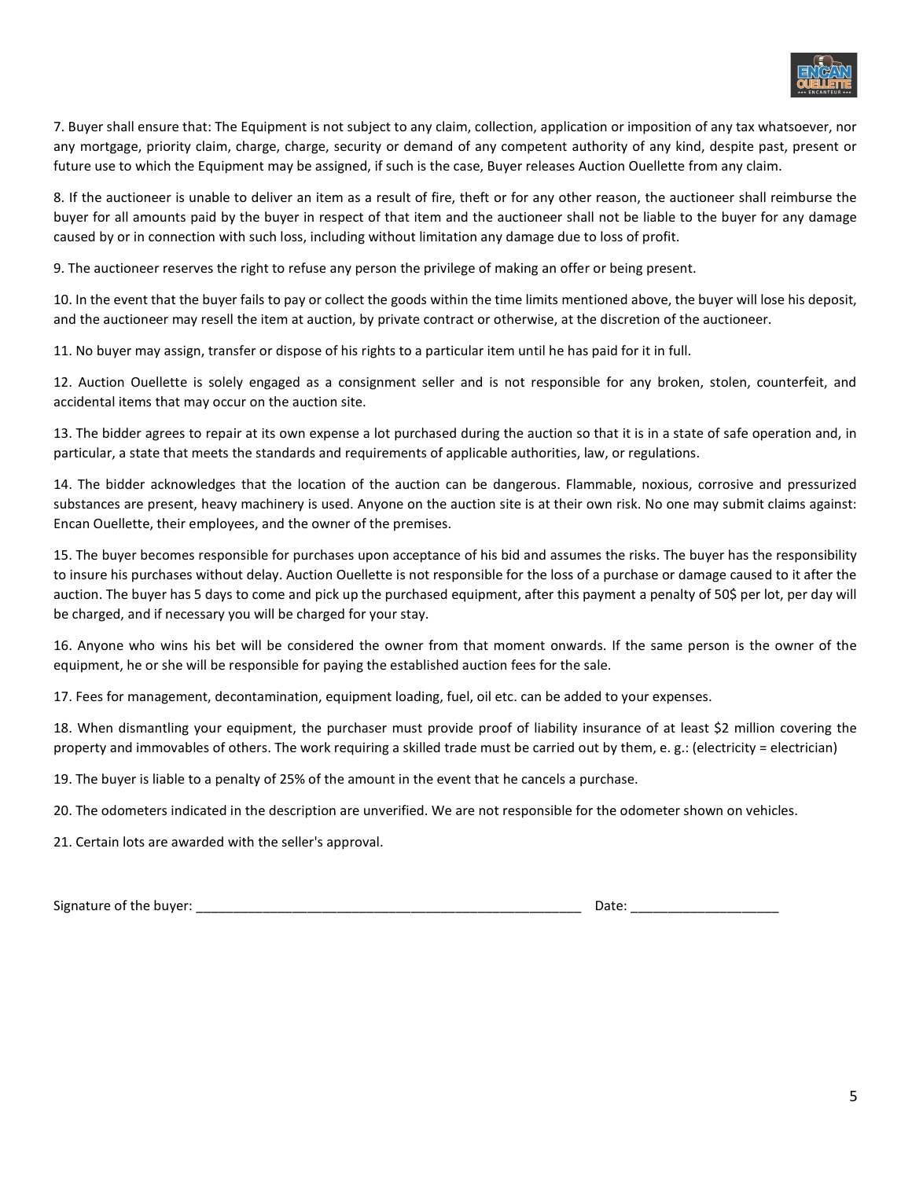7. Buyer shall ensure that: The Equipment is not subject to any claim, collection, application or imposition of any tax whatsoever, nor any mortgage, priority claim, charge, charge, security or demand of any competent authority of any kind, despite past, present or future use to which the Equipment may be assigned, if such is the case, Buyer releases Auction Ouellette from any claim.

8. If the auctioneer is unable to deliver an item as a result of fire, theft or for any other reason, the auctioneer shall reimburse the buyer for all amounts paid by the buyer in respect of that item and the auctioneer shall not be liable to the buyer for any damage caused by or in connection with such loss, including without limitation any damage due to loss of profit.

9. The auctioneer reserves the right to refuse any person the privilege of making an offer or being present.

10. In the event that the buyer fails to pay or collect the goods within the time limits mentioned above, the buyer will lose his deposit, and the auctioneer may resell the item at auction, by private contract or otherwise, at the discretion of the auctioneer.

11. No buyer may assign, transfer or dispose of his rights to a particular item until he has paid for it in full.

12. Auction Ouellette is solely engaged as a consignment seller and is not responsible for any broken, stolen, counterfeit, and accidental items that may occur on the auction site.

13. The bidder agrees to repair at its own expense a lot purchased during the auction so that it is in a state of safe operation and, in particular, a state that meets the standards and requirements of applicable authorities, law, or regulations.

14. The bidder acknowledges that the location of the auction can be dangerous. Flammable, noxious, corrosive and pressurized substances are present, heavy machinery is used. Anyone on the auction site is at their own risk. No one may submit claims against: Encan Ouellette, their employees, and the owner of the premises.

15. The buyer becomes responsible for purchases upon acceptance of his bid and assumes the risks. The buyer has the responsibility to insure his purchases without delay. Auction Ouellette is not responsible for the loss of a purchase or damage caused to it after the auction. The buyer has 5 days to come and pick up the purchased equipment, after this payment a penalty of 50$ per lot, per day will be charged, and if necessary you will be charged for your stay.

16. Anyone who wins his bet will be considered the owner from that moment onwards. If the same person is the owner of the equipment, he or she will be responsible for paying the established auction fees for the sale.

17. Fees for management, decontamination, equipment loading, fuel, oil etc. can be added to your expenses.

18. When dismantling your equipment, the purchaser must provide proof of liability insurance of at least $2 million covering the property and immovables of others. The work requiring a skilled trade must be carried out by them, e. g.: (electricity = electrician)

19. The buyer is liable to a penalty of 25% of the amount in the event that he cancels a purchase.

20. The odometers indicated in the description are unverified. We are not responsible for the odometer shown on vehicles.

21. Certain lots are awarded with the seller's approval.

Signature of the buyer: ______________________________________________________ Date: ____________________